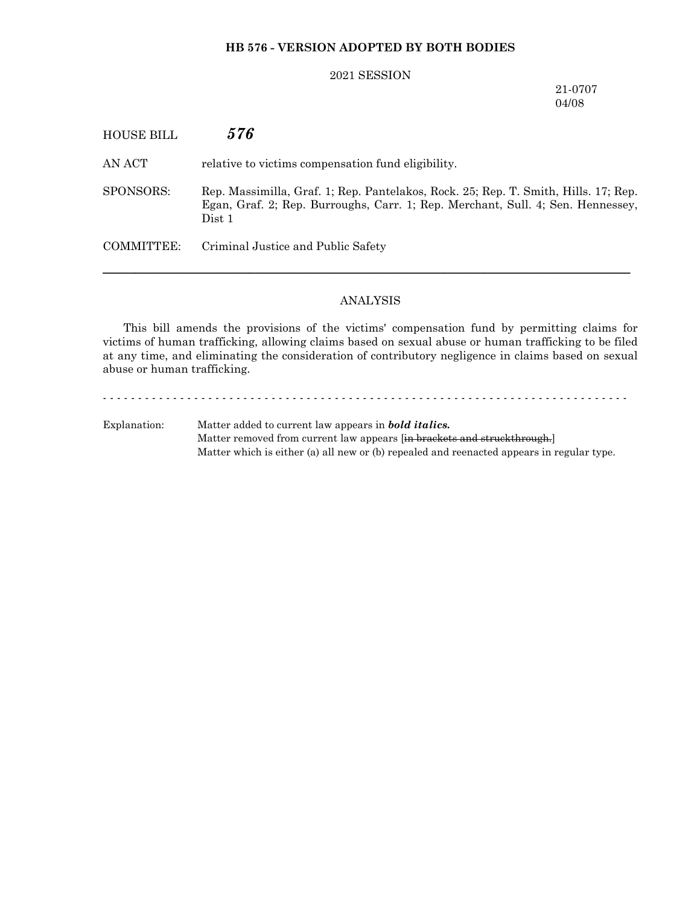**HB 576 - VERSION ADOPTED BY BOTH BODIES**

2021 SESSION

21-0707
04/08

HOUSE BILL ***576***

AN ACT relative to victims compensation fund eligibility.

SPONSORS: Rep. Massimilla, Graf. 1; Rep. Pantelakos, Rock. 25; Rep. T. Smith, Hills. 17; Rep. Egan, Graf. 2; Rep. Burroughs, Carr. 1; Rep. Merchant, Sull. 4; Sen. Hennessey, Dist 1

COMMITTEE: Criminal Justice and Public Safety

---

ANALYSIS

This bill amends the provisions of the victims' compensation fund by permitting claims for victims of human trafficking, allowing claims based on sexual abuse or human trafficking to be filed at any time, and eliminating the consideration of contributory negligence in claims based on sexual abuse or human trafficking.

- - - - - - - - - - - - - - - - - - - - - - - - - - - - - - - - - - - - - - - - - - - - - - - - - - - - - - - - - - - - - - - - - - - - - - - - - - -

Explanation: Matter added to current law appears in ***bold italics.***
Matter removed from current law appears [~~in brackets and struckthrough.~~]
Matter which is either (a) all new or (b) repealed and reenacted appears in regular type.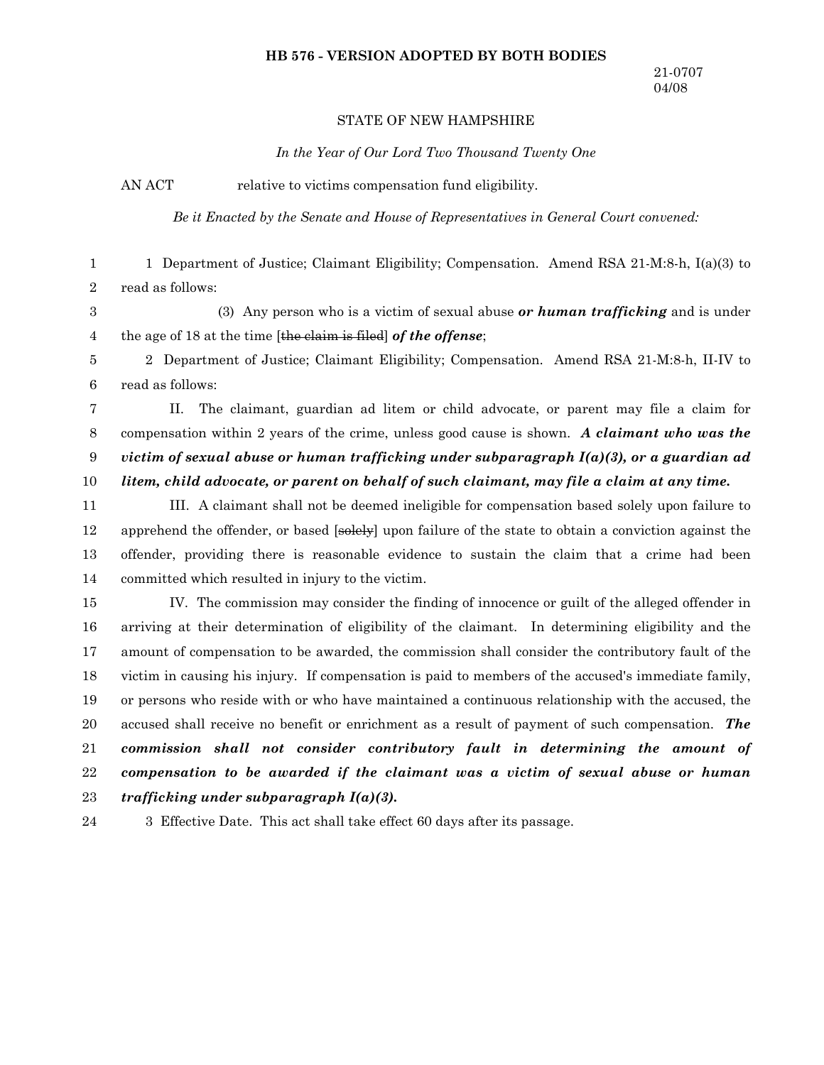**HB 576 - VERSION ADOPTED BY BOTH BODIES**

21-0707
04/08

STATE OF NEW HAMPSHIRE

*In the Year of Our Lord Two Thousand Twenty One*

AN ACT relative to victims compensation fund eligibility.

*Be it Enacted by the Senate and House of Representatives in General Court convened:*

1 Department of Justice; Claimant Eligibility; Compensation. Amend RSA 21-M:8-h, I(a)(3) to read as follows:

(3) Any person who is a victim of sexual abuse ***or human trafficking*** and is under the age of 18 at the time [~~the claim is filed~~] ***of the offense***;

2 Department of Justice; Claimant Eligibility; Compensation. Amend RSA 21-M:8-h, II-IV to read as follows:

II. The claimant, guardian ad litem or child advocate, or parent may file a claim for compensation within 2 years of the crime, unless good cause is shown. ***A claimant who was the victim of sexual abuse or human trafficking under subparagraph I(a)(3), or a guardian ad litem, child advocate, or parent on behalf of such claimant, may file a claim at any time.***

III. A claimant shall not be deemed ineligible for compensation based solely upon failure to apprehend the offender, or based [~~solely~~] upon failure of the state to obtain a conviction against the offender, providing there is reasonable evidence to sustain the claim that a crime had been committed which resulted in injury to the victim.

IV. The commission may consider the finding of innocence or guilt of the alleged offender in arriving at their determination of eligibility of the claimant. In determining eligibility and the amount of compensation to be awarded, the commission shall consider the contributory fault of the victim in causing his injury. If compensation is paid to members of the accused's immediate family, or persons who reside with or who have maintained a continuous relationship with the accused, the accused shall receive no benefit or enrichment as a result of payment of such compensation. ***The commission shall not consider contributory fault in determining the amount of compensation to be awarded if the claimant was a victim of sexual abuse or human trafficking under subparagraph I(a)(3).***

3 Effective Date. This act shall take effect 60 days after its passage.